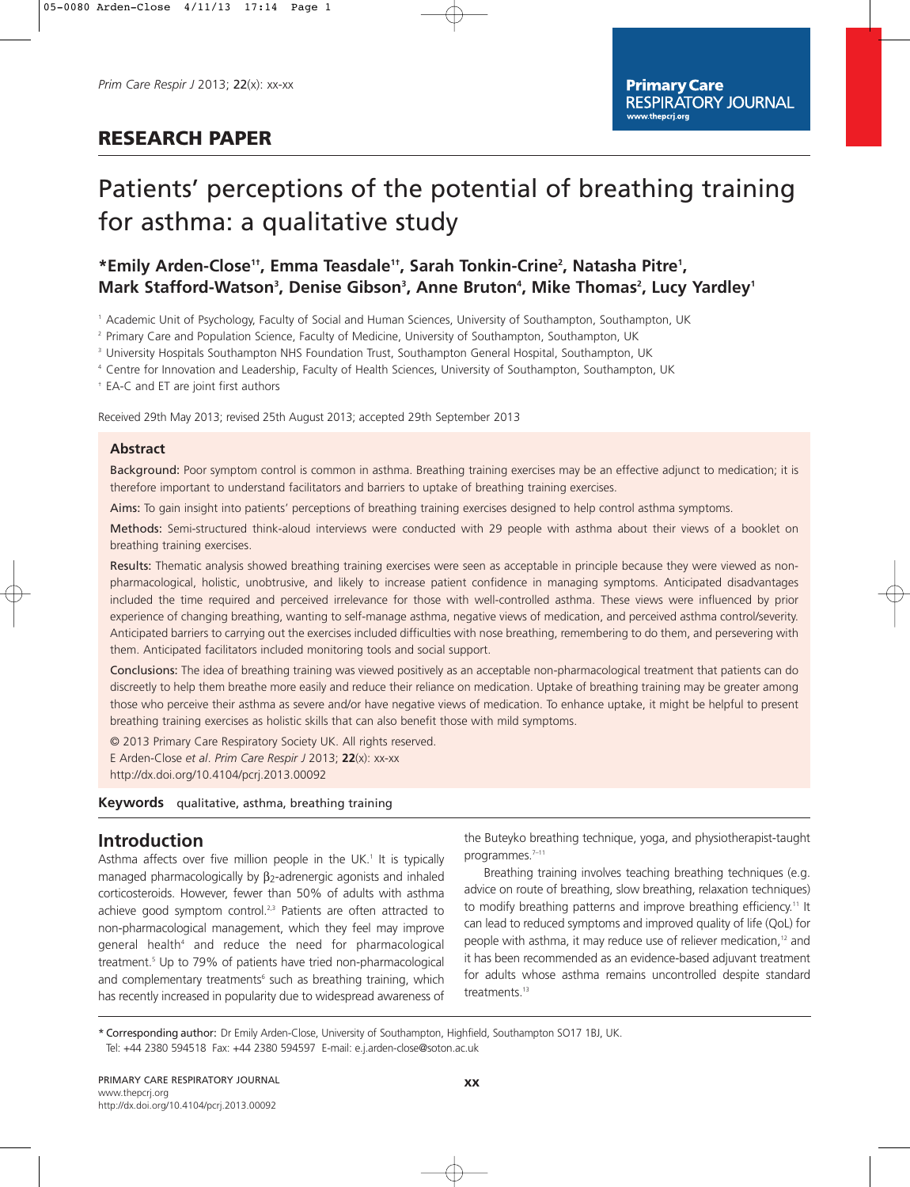## RESEARCH PAPER

# Patients' perceptions of the potential of breathing training for asthma: a qualitative study

**\*Emily Arden-Close[1†], Emma Teasdale[1†], Sarah Tonkin-Crine[2], Natasha Pitre[1], Mark Stafford-Watson[3], Denise Gibson[3], Anne Bruton[4], Mike Thomas[2], Lucy Yardley[1]**

[1] Academic Unit of Psychology, Faculty of Social and Human Sciences, University of Southampton, Southampton, UK

[2] Primary Care and Population Science, Faculty of Medicine, University of Southampton, Southampton, UK

[3] University Hospitals Southampton NHS Foundation Trust, Southampton General Hospital, Southampton, UK

[4] Centre for Innovation and Leadership, Faculty of Health Sciences, University of Southampton, Southampton, UK

[†] EA-C and ET are joint first authors

Received 29th May 2013; revised 25th August 2013; accepted 29th September 2013

### Abstract

**Background:** Poor symptom control is common in asthma. Breathing training exercises may be an effective adjunct to medication; it is therefore important to understand facilitators and barriers to uptake of breathing training exercises.

**Aims:** To gain insight into patients' perceptions of breathing training exercises designed to help control asthma symptoms.

**Methods:** Semi-structured think-aloud interviews were conducted with 29 people with asthma about their views of a booklet on breathing training exercises.

**Results:** Thematic analysis showed breathing training exercises were seen as acceptable in principle because they were viewed as non-pharmacological, holistic, unobtrusive, and likely to increase patient confidence in managing symptoms. Anticipated disadvantages included the time required and perceived irrelevance for those with well-controlled asthma. These views were influenced by prior experience of changing breathing, wanting to self-manage asthma, negative views of medication, and perceived asthma control/severity. Anticipated barriers to carrying out the exercises included difficulties with nose breathing, remembering to do them, and persevering with them. Anticipated facilitators included monitoring tools and social support.

**Conclusions:** The idea of breathing training was viewed positively as an acceptable non-pharmacological treatment that patients can do discreetly to help them breathe more easily and reduce their reliance on medication. Uptake of breathing training may be greater among those who perceive their asthma as severe and/or have negative views of medication. To enhance uptake, it might be helpful to present breathing training exercises as holistic skills that can also benefit those with mild symptoms.

© 2013 Primary Care Respiratory Society UK. All rights reserved.
E Arden-Close *et al*. *Prim Care Respir J* 2013; **22**(x): xx-xx
http://dx.doi.org/10.4104/pcrj.2013.00092

**Keywords** qualitative, asthma, breathing training

## Introduction

Asthma affects over five million people in the UK.[1] It is typically managed pharmacologically by $\beta_2$-adrenergic agonists and inhaled corticosteroids. However, fewer than 50% of adults with asthma achieve good symptom control.[2,3] Patients are often attracted to non-pharmacological management, which they feel may improve general health[4] and reduce the need for pharmacological treatment.[5] Up to 79% of patients have tried non-pharmacological and complementary treatments[6] such as breathing training, which has recently increased in popularity due to widespread awareness of the Buteyko breathing technique, yoga, and physiotherapist-taught programmes.[7–11]

Breathing training involves teaching breathing techniques (e.g. advice on route of breathing, slow breathing, relaxation techniques) to modify breathing patterns and improve breathing efficiency.[11] It can lead to reduced symptoms and improved quality of life (QoL) for people with asthma, it may reduce use of reliever medication,[12] and it has been recommended as an evidence-based adjuvant treatment for adults whose asthma remains uncontrolled despite standard treatments.[13]

\* **Corresponding author:** Dr Emily Arden-Close, University of Southampton, Highfield, Southampton SO17 1BJ, UK.
Tel: +44 2380 594518 Fax: +44 2380 594597 E-mail: e.j.arden-close@soton.ac.uk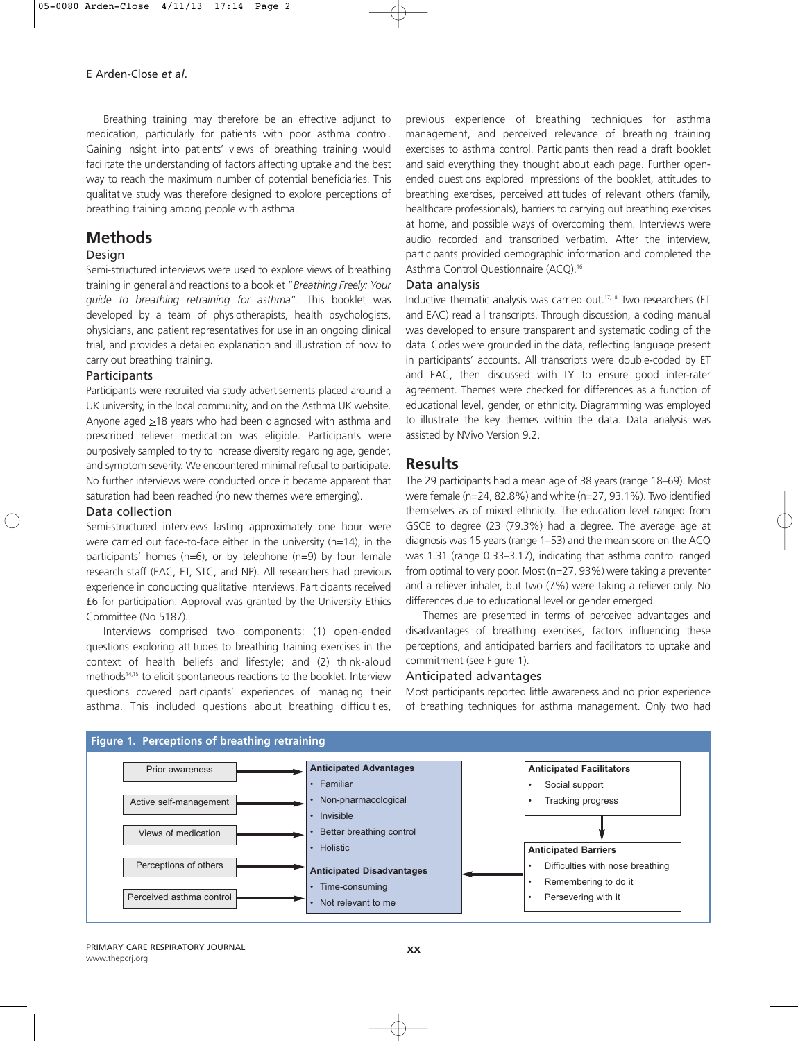Breathing training may therefore be an effective adjunct to medication, particularly for patients with poor asthma control. Gaining insight into patients' views of breathing training would facilitate the understanding of factors affecting uptake and the best way to reach the maximum number of potential beneficiaries. This qualitative study was therefore designed to explore perceptions of breathing training among people with asthma.

## Methods

### Design

Semi-structured interviews were used to explore views of breathing training in general and reactions to a booklet "*Breathing Freely: Your guide to breathing retraining for asthma*". This booklet was developed by a team of physiotherapists, health psychologists, physicians, and patient representatives for use in an ongoing clinical trial, and provides a detailed explanation and illustration of how to carry out breathing training.

### Participants

Participants were recruited via study advertisements placed around a UK university, in the local community, and on the Asthma UK website. Anyone aged ≥18 years who had been diagnosed with asthma and prescribed reliever medication was eligible. Participants were purposively sampled to try to increase diversity regarding age, gender, and symptom severity. We encountered minimal refusal to participate. No further interviews were conducted once it became apparent that saturation had been reached (no new themes were emerging).

### Data collection

Semi-structured interviews lasting approximately one hour were were carried out face-to-face either in the university (n=14), in the participants' homes (n=6), or by telephone (n=9) by four female research staff (EAC, ET, STC, and NP). All researchers had previous experience in conducting qualitative interviews. Participants received £6 for participation. Approval was granted by the University Ethics Committee (No 5187).

Interviews comprised two components: (1) open-ended questions exploring attitudes to breathing training exercises in the context of health beliefs and lifestyle; and (2) think-aloud methods[14,15] to elicit spontaneous reactions to the booklet. Interview questions covered participants' experiences of managing their asthma. This included questions about breathing difficulties, previous experience of breathing techniques for asthma management, and perceived relevance of breathing training exercises to asthma control. Participants then read a draft booklet and said everything they thought about each page. Further open-ended questions explored impressions of the booklet, attitudes to breathing exercises, perceived attitudes of relevant others (family, healthcare professionals), barriers to carrying out breathing exercises at home, and possible ways of overcoming them. Interviews were audio recorded and transcribed verbatim. After the interview, participants provided demographic information and completed the Asthma Control Questionnaire (ACQ).[16]

### Data analysis

Inductive thematic analysis was carried out.[17,18] Two researchers (ET and EAC) read all transcripts. Through discussion, a coding manual was developed to ensure transparent and systematic coding of the data. Codes were grounded in the data, reflecting language present in participants' accounts. All transcripts were double-coded by ET and EAC, then discussed with LY to ensure good inter-rater agreement. Themes were checked for differences as a function of educational level, gender, or ethnicity. Diagramming was employed to illustrate the key themes within the data. Data analysis was assisted by NVivo Version 9.2.

## Results

The 29 participants had a mean age of 38 years (range 18–69). Most were female (n=24, 82.8%) and white (n=27, 93.1%). Two identified themselves as of mixed ethnicity. The education level ranged from GSCE to degree (23 (79.3%) had a degree. The average age at diagnosis was 15 years (range 1–53) and the mean score on the ACQ was 1.31 (range 0.33–3.17), indicating that asthma control ranged from optimal to very poor. Most (n=27, 93%) were taking a preventer and a reliever inhaler, but two (7%) were taking a reliever only. No differences due to educational level or gender emerged.

Themes are presented in terms of perceived advantages and disadvantages of breathing exercises, factors influencing these perceptions, and anticipated barriers and facilitators to uptake and commitment (see Figure 1).

### Anticipated advantages

Most participants reported little awareness and no prior experience of breathing techniques for asthma management. Only two had

**Figure 1. Perceptions of breathing retraining**

| Factors | | Perceptions | | Facilitators / Barriers |
|---|---|---|---|---|
| Prior awareness | → | **Anticipated Advantages** | | **Anticipated Facilitators** |
| Active self-management | → | • Familiar | | • Social support |
| Views of medication | → | • Non-pharmacological | | • Tracking progress |
| Perceptions of others | → | • Invisible | | ↓ |
| Perceived asthma control | → | • Better breathing control | | **Anticipated Barriers** |
| | | • Holistic | | • Difficulties with nose breathing |
| | | **Anticipated Disadvantages** | ← | • Remembering to do it |
| | | • Time-consuming | | • Persevering with it |
| | | • Not relevant to me | | |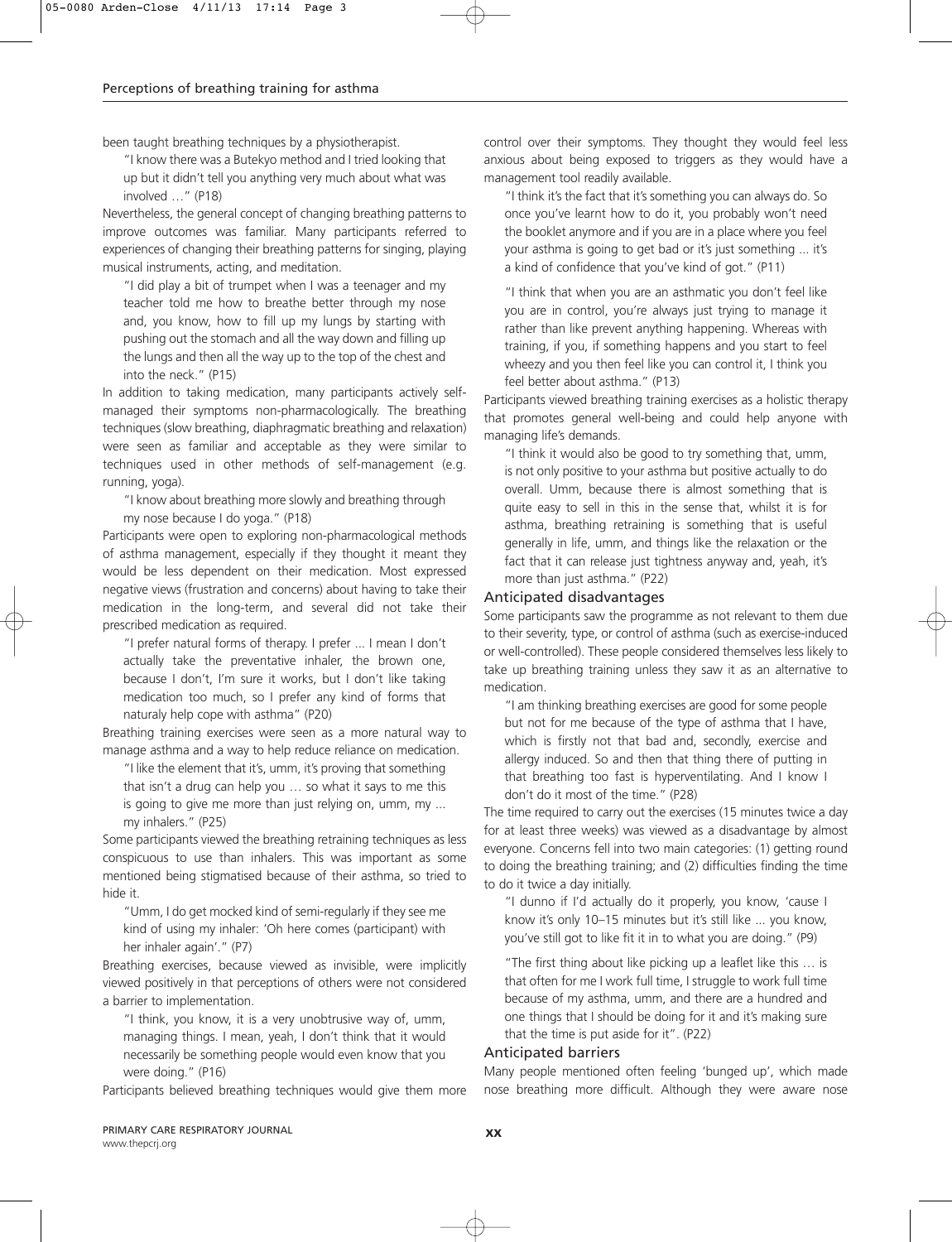been taught breathing techniques by a physiotherapist.

"I know there was a Butekyo method and I tried looking that up but it didn't tell you anything very much about what was involved …" (P18)

Nevertheless, the general concept of changing breathing patterns to improve outcomes was familiar. Many participants referred to experiences of changing their breathing patterns for singing, playing musical instruments, acting, and meditation.

"I did play a bit of trumpet when I was a teenager and my teacher told me how to breathe better through my nose and, you know, how to fill up my lungs by starting with pushing out the stomach and all the way down and filling up the lungs and then all the way up to the top of the chest and into the neck." (P15)

In addition to taking medication, many participants actively self-managed their symptoms non-pharmacologically. The breathing techniques (slow breathing, diaphragmatic breathing and relaxation) were seen as familiar and acceptable as they were similar to techniques used in other methods of self-management (e.g. running, yoga).

"I know about breathing more slowly and breathing through my nose because I do yoga." (P18)

Participants were open to exploring non-pharmacological methods of asthma management, especially if they thought it meant they would be less dependent on their medication. Most expressed negative views (frustration and concerns) about having to take their medication in the long-term, and several did not take their prescribed medication as required.

"I prefer natural forms of therapy. I prefer ... I mean I don't actually take the preventative inhaler, the brown one, because I don't, I'm sure it works, but I don't like taking medication too much, so I prefer any kind of forms that naturaly help cope with asthma" (P20)

Breathing training exercises were seen as a more natural way to manage asthma and a way to help reduce reliance on medication.

"I like the element that it's, umm, it's proving that something that isn't a drug can help you … so what it says to me this is going to give me more than just relying on, umm, my ... my inhalers." (P25)

Some participants viewed the breathing retraining techniques as less conspicuous to use than inhalers. This was important as some mentioned being stigmatised because of their asthma, so tried to hide it.

"Umm, I do get mocked kind of semi-regularly if they see me kind of using my inhaler: 'Oh here comes (participant) with her inhaler again'." (P7)

Breathing exercises, because viewed as invisible, were implicitly viewed positively in that perceptions of others were not considered a barrier to implementation.

"I think, you know, it is a very unobtrusive way of, umm, managing things. I mean, yeah, I don't think that it would necessarily be something people would even know that you were doing." (P16)

Participants believed breathing techniques would give them more control over their symptoms. They thought they would feel less anxious about being exposed to triggers as they would have a management tool readily available.

"I think it's the fact that it's something you can always do. So once you've learnt how to do it, you probably won't need the booklet anymore and if you are in a place where you feel your asthma is going to get bad or it's just something ... it's a kind of confidence that you've kind of got." (P11)

"I think that when you are an asthmatic you don't feel like you are in control, you're always just trying to manage it rather than like prevent anything happening. Whereas with training, if you, if something happens and you start to feel wheezy and you then feel like you can control it, I think you feel better about asthma." (P13)

Participants viewed breathing training exercises as a holistic therapy that promotes general well-being and could help anyone with managing life's demands.

"I think it would also be good to try something that, umm, is not only positive to your asthma but positive actually to do overall. Umm, because there is almost something that is quite easy to sell in this in the sense that, whilst it is for asthma, breathing retraining is something that is useful generally in life, umm, and things like the relaxation or the fact that it can release just tightness anyway and, yeah, it's more than just asthma." (P22)

### Anticipated disadvantages

Some participants saw the programme as not relevant to them due to their severity, type, or control of asthma (such as exercise-induced or well-controlled). These people considered themselves less likely to take up breathing training unless they saw it as an alternative to medication.

"I am thinking breathing exercises are good for some people but not for me because of the type of asthma that I have, which is firstly not that bad and, secondly, exercise and allergy induced. So and then that thing there of putting in that breathing too fast is hyperventilating. And I know I don't do it most of the time." (P28)

The time required to carry out the exercises (15 minutes twice a day for at least three weeks) was viewed as a disadvantage by almost everyone. Concerns fell into two main categories: (1) getting round to doing the breathing training; and (2) difficulties finding the time to do it twice a day initially.

"I dunno if I'd actually do it properly, you know, 'cause I know it's only 10–15 minutes but it's still like ... you know, you've still got to like fit it in to what you are doing." (P9)

"The first thing about like picking up a leaflet like this … is that often for me I work full time, I struggle to work full time because of my asthma, umm, and there are a hundred and one things that I should be doing for it and it's making sure that the time is put aside for it". (P22)

### Anticipated barriers

Many people mentioned often feeling 'bunged up', which made nose breathing more difficult. Although they were aware nose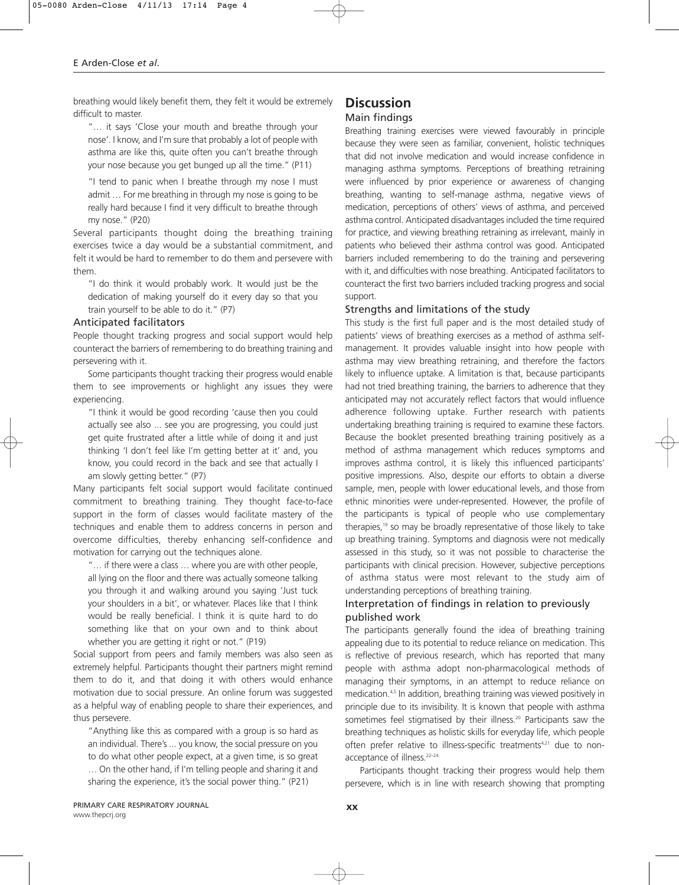breathing would likely benefit them, they felt it would be extremely difficult to master.

> "… it says 'Close your mouth and breathe through your nose'. I know, and I'm sure that probably a lot of people with asthma are like this, quite often you can't breathe through your nose because you get bunged up all the time." (P11)

> "I tend to panic when I breathe through my nose I must admit … For me breathing in through my nose is going to be really hard because I find it very difficult to breathe through my nose." (P20)

Several participants thought doing the breathing training exercises twice a day would be a substantial commitment, and felt it would be hard to remember to do them and persevere with them.

> "I do think it would probably work. It would just be the dedication of making yourself do it every day so that you train yourself to be able to do it." (P7)

### Anticipated facilitators

People thought tracking progress and social support would help counteract the barriers of remembering to do breathing training and persevering with it.

Some participants thought tracking their progress would enable them to see improvements or highlight any issues they were experiencing.

> "I think it would be good recording 'cause then you could actually see also ... see you are progressing, you could just get quite frustrated after a little while of doing it and just thinking 'I don't feel like I'm getting better at it' and, you know, you could record in the back and see that actually I am slowly getting better." (P7)

Many participants felt social support would facilitate continued commitment to breathing training. They thought face-to-face support in the form of classes would facilitate mastery of the techniques and enable them to address concerns in person and overcome difficulties, thereby enhancing self-confidence and motivation for carrying out the techniques alone.

> "… if there were a class … where you are with other people, all lying on the floor and there was actually someone talking you through it and walking around you saying 'Just tuck your shoulders in a bit', or whatever. Places like that I think would be really beneficial. I think it is quite hard to do something like that on your own and to think about whether you are getting it right or not." (P19)

Social support from peers and family members was also seen as extremely helpful. Participants thought their partners might remind them to do it, and that doing it with others would enhance motivation due to social pressure. An online forum was suggested as a helpful way of enabling people to share their experiences, and thus persevere.

> "Anything like this as compared with a group is so hard as an individual. There's ... you know, the social pressure on you to do what other people expect, at a given time, is so great … On the other hand, if I'm telling people and sharing it and sharing the experience, it's the social power thing." (P21)

## Discussion

### Main findings

Breathing training exercises were viewed favourably in principle because they were seen as familiar, convenient, holistic techniques that did not involve medication and would increase confidence in managing asthma symptoms. Perceptions of breathing retraining were influenced by prior experience or awareness of changing breathing, wanting to self-manage asthma, negative views of medication, perceptions of others' views of asthma, and perceived asthma control. Anticipated disadvantages included the time required for practice, and viewing breathing retraining as irrelevant, mainly in patients who believed their asthma control was good. Anticipated barriers included remembering to do the training and persevering with it, and difficulties with nose breathing. Anticipated facilitators to counteract the first two barriers included tracking progress and social support.

### Strengths and limitations of the study

This study is the first full paper and is the most detailed study of patients' views of breathing exercises as a method of asthma self-management. It provides valuable insight into how people with asthma may view breathing retraining, and therefore the factors likely to influence uptake. A limitation is that, because participants had not tried breathing training, the barriers to adherence that they anticipated may not accurately reflect factors that would influence adherence following uptake. Further research with patients undertaking breathing training is required to examine these factors. Because the booklet presented breathing training positively as a method of asthma management which reduces symptoms and improves asthma control, it is likely this influenced participants' positive impressions. Also, despite our efforts to obtain a diverse sample, men, people with lower educational levels, and those from ethnic minorities were under-represented. However, the profile of the participants is typical of people who use complementary therapies,[19] so may be broadly representative of those likely to take up breathing training. Symptoms and diagnosis were not medically assessed in this study, so it was not possible to characterise the participants with clinical precision. However, subjective perceptions of asthma status were most relevant to the study aim of understanding perceptions of breathing training.

### Interpretation of findings in relation to previously published work

The participants generally found the idea of breathing training appealing due to its potential to reduce reliance on medication. This is reflective of previous research, which has reported that many people with asthma adopt non-pharmacological methods of managing their symptoms, in an attempt to reduce reliance on medication.[4,5] In addition, breathing training was viewed positively in principle due to its invisibility. It is known that people with asthma sometimes feel stigmatised by their illness.[20] Participants saw the breathing techniques as holistic skills for everyday life, which people often prefer relative to illness-specific treatments[4,21] due to non-acceptance of illness.[22–24]

Participants thought tracking their progress would help them persevere, which is in line with research showing that prompting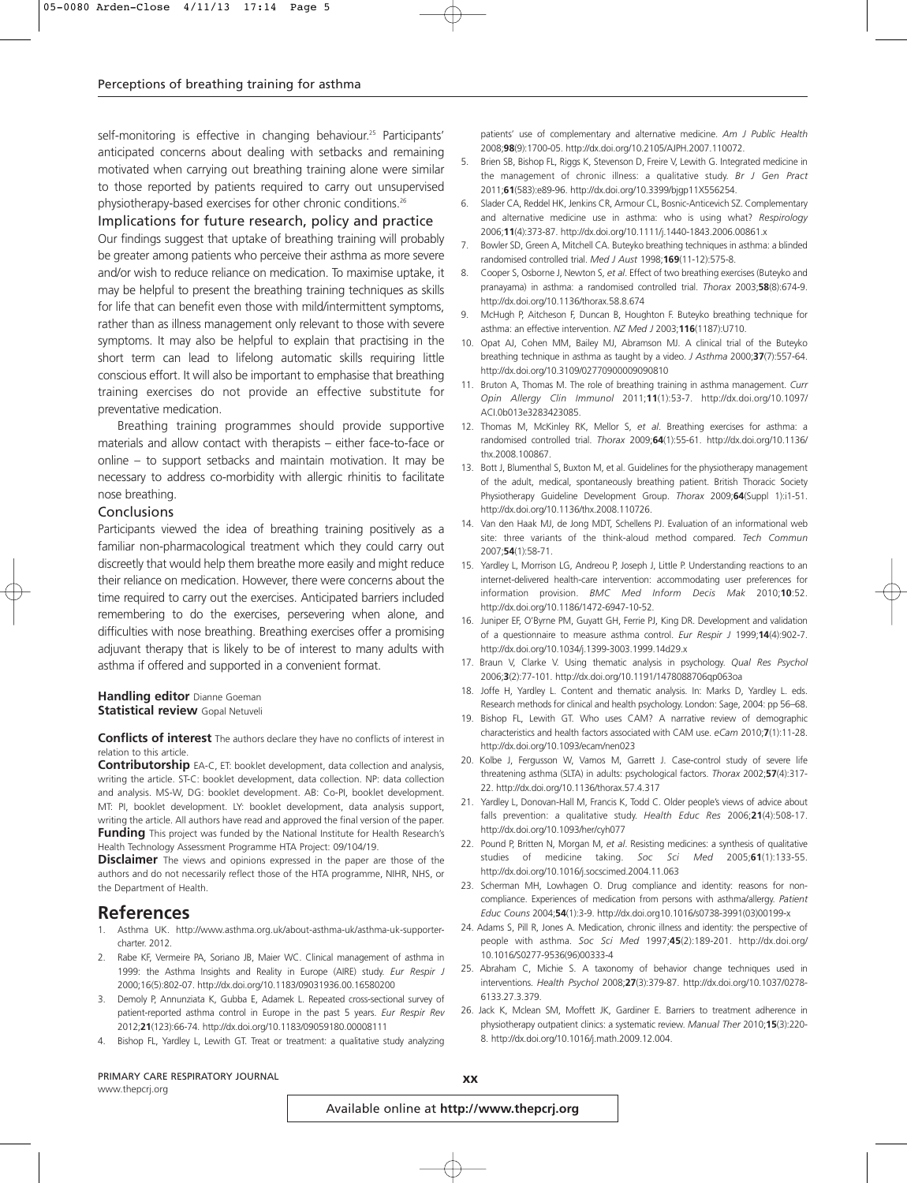self-monitoring is effective in changing behaviour.[25] Participants' anticipated concerns about dealing with setbacks and remaining motivated when carrying out breathing training alone were similar to those reported by patients required to carry out unsupervised physiotherapy-based exercises for other chronic conditions.[26]

### Implications for future research, policy and practice

Our findings suggest that uptake of breathing training will probably be greater among patients who perceive their asthma as more severe and/or wish to reduce reliance on medication. To maximise uptake, it may be helpful to present the breathing training techniques as skills for life that can benefit even those with mild/intermittent symptoms, rather than as illness management only relevant to those with severe symptoms. It may also be helpful to explain that practising in the short term can lead to lifelong automatic skills requiring little conscious effort. It will also be important to emphasise that breathing training exercises do not provide an effective substitute for preventative medication.

Breathing training programmes should provide supportive materials and allow contact with therapists – either face-to-face or online – to support setbacks and maintain motivation. It may be necessary to address co-morbidity with allergic rhinitis to facilitate nose breathing.

### Conclusions

Participants viewed the idea of breathing training positively as a familiar non-pharmacological treatment which they could carry out discreetly that would help them breathe more easily and might reduce their reliance on medication. However, there were concerns about the time required to carry out the exercises. Anticipated barriers included remembering to do the exercises, persevering when alone, and difficulties with nose breathing. Breathing exercises offer a promising adjuvant therapy that is likely to be of interest to many adults with asthma if offered and supported in a convenient format.

**Handling editor** Dianne Goeman
**Statistical review** Gopal Netuveli

**Conflicts of interest** The authors declare they have no conflicts of interest in relation to this article.

**Contributorship** EA-C, ET: booklet development, data collection and analysis, writing the article. ST-C: booklet development, data collection. NP: data collection and analysis. MS-W, DG: booklet development. AB: Co-PI, booklet development. MT: PI, booklet development. LY: booklet development, data analysis support, writing the article. All authors have read and approved the final version of the paper.

**Funding** This project was funded by the National Institute for Health Research's Health Technology Assessment Programme HTA Project: 09/104/19.

**Disclaimer** The views and opinions expressed in the paper are those of the authors and do not necessarily reflect those of the HTA programme, NIHR, NHS, or the Department of Health.

## References

1. Asthma UK. http://www.asthma.org.uk/about-asthma-uk/asthma-uk-supporter-charter. 2012.
2. Rabe KF, Vermeire PA, Soriano JB, Maier WC. Clinical management of asthma in 1999: the Asthma Insights and Reality in Europe (AIRE) study. *Eur Respir J* 2000;16(5):802-07. http://dx.doi.org/10.1183/09031936.00.16580200
3. Demoly P, Annunziata K, Gubba E, Adamek L. Repeated cross-sectional survey of patient-reported asthma control in Europe in the past 5 years. *Eur Respir Rev* 2012;**21**(123):66-74. http://dx.doi.org/10.1183/09059180.00008111
4. Bishop FL, Yardley L, Lewith GT. Treat or treatment: a qualitative study analyzing patients' use of complementary and alternative medicine. *Am J Public Health* 2008;**98**(9):1700-05. http://dx.doi.org/10.2105/AJPH.2007.110072.
5. Brien SB, Bishop FL, Riggs K, Stevenson D, Freire V, Lewith G. Integrated medicine in the management of chronic illness: a qualitative study. *Br J Gen Pract* 2011;**61**(583):e89-96. http://dx.doi.org/10.3399/bjgp11X556254.
6. Slader CA, Reddel HK, Jenkins CR, Armour CL, Bosnic-Anticevich SZ. Complementary and alternative medicine use in asthma: who is using what? *Respirology* 2006;**11**(4):373-87. http://dx.doi.org/10.1111/j.1440-1843.2006.00861.x
7. Bowler SD, Green A, Mitchell CA. Buteyko breathing techniques in asthma: a blinded randomised controlled trial. *Med J Aust* 1998;**169**(11-12):575-8.
8. Cooper S, Osborne J, Newton S, *et al*. Effect of two breathing exercises (Buteyko and pranayama) in asthma: a randomised controlled trial. *Thorax* 2003;**58**(8):674-9. http://dx.doi.org/10.1136/thorax.58.8.674
9. McHugh P, Aitcheson F, Duncan B, Houghton F. Buteyko breathing technique for asthma: an effective intervention. *NZ Med J* 2003;**116**(1187):U710.
10. Opat AJ, Cohen MM, Bailey MJ, Abramson MJ. A clinical trial of the Buteyko breathing technique in asthma as taught by a video. *J Asthma* 2000;**37**(7):557-64. http://dx.doi.org/10.3109/02770900009090810
11. Bruton A, Thomas M. The role of breathing training in asthma management. *Curr Opin Allergy Clin Immunol* 2011;**11**(1):53-7. http://dx.doi.org/10.1097/ACI.0b013e3283423085.
12. Thomas M, McKinley RK, Mellor S, *et al*. Breathing exercises for asthma: a randomised controlled trial. *Thorax* 2009;**64**(1):55-61. http://dx.doi.org/10.1136/thx.2008.100867.
13. Bott J, Blumenthal S, Buxton M, et al. Guidelines for the physiotherapy management of the adult, medical, spontaneously breathing patient. British Thoracic Society Physiotherapy Guideline Development Group. *Thorax* 2009;**64**(Suppl 1):i1-51. http://dx.doi.org/10.1136/thx.2008.110726.
14. Van den Haak MJ, de Jong MDT, Schellens PJ. Evaluation of an informational web site: three variants of the think-aloud method compared. *Tech Commun* 2007;**54**(1):58-71.
15. Yardley L, Morrison LG, Andreou P, Joseph J, Little P. Understanding reactions to an internet-delivered health-care intervention: accommodating user preferences for information provision. *BMC Med Inform Decis Mak* 2010;**10**:52. http://dx.doi.org/10.1186/1472-6947-10-52.
16. Juniper EF, O'Byrne PM, Guyatt GH, Ferrie PJ, King DR. Development and validation of a questionnaire to measure asthma control. *Eur Respir J* 1999;**14**(4):902-7. http://dx.doi.org/10.1034/j.1399-3003.1999.14d29.x
17. Braun V, Clarke V. Using thematic analysis in psychology. *Qual Res Psychol* 2006;**3**(2):77-101. http://dx.doi.org/10.1191/1478088706qp063oa
18. Joffe H, Yardley L. Content and thematic analysis. In: Marks D, Yardley L. eds. Research methods for clinical and health psychology. London: Sage, 2004: pp 56–68.
19. Bishop FL, Lewith GT. Who uses CAM? A narrative review of demographic characteristics and health factors associated with CAM use. *eCam* 2010;**7**(1):11-28. http://dx.doi.org/10.1093/ecam/nen023
20. Kolbe J, Fergusson W, Vamos M, Garrett J. Case-control study of severe life threatening asthma (SLTA) in adults: psychological factors. *Thorax* 2002;**57**(4):317-22. http://dx.doi.org/10.1136/thorax.57.4.317
21. Yardley L, Donovan-Hall M, Francis K, Todd C. Older people's views of advice about falls prevention: a qualitative study. *Health Educ Res* 2006;**21**(4):508-17. http://dx.doi.org/10.1093/her/cyh077
22. Pound P, Britten N, Morgan M, *et al*. Resisting medicines: a synthesis of qualitative studies of medicine taking. *Soc Sci Med* 2005;**61**(1):133-55. http://dx.doi.org/10.1016/j.socscimed.2004.11.063
23. Scherman MH, Lowhagen O. Drug compliance and identity: reasons for non-compliance. Experiences of medication from persons with asthma/allergy. *Patient Educ Couns* 2004;**54**(1):3-9. http://dx.doi.org10.1016/s0738-3991(03)00199-x
24. Adams S, Pill R, Jones A. Medication, chronic illness and identity: the perspective of people with asthma. *Soc Sci Med* 1997;**45**(2):189-201. http://dx.doi.org/10.1016/S0277-9536(96)00333-4
25. Abraham C, Michie S. A taxonomy of behavior change techniques used in interventions. *Health Psychol* 2008;**27**(3):379-87. http://dx.doi.org/10.1037/0278-6133.27.3.379.
26. Jack K, Mclean SM, Moffett JK, Gardiner E. Barriers to treatment adherence in physiotherapy outpatient clinics: a systematic review. *Manual Ther* 2010;**15**(3):220-8. http://dx.doi.org/10.1016/j.math.2009.12.004.

Available online at **http://www.thepcrj.org**